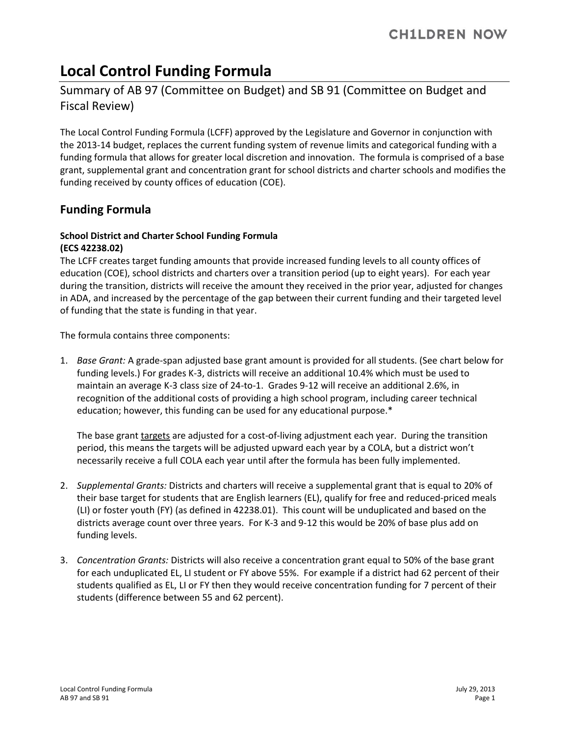CH1LDREN NOW

# Local Control Funding Formula

Summary of AB 97 (Committee on Budget) and SB 91 (Committee on Budget and Fiscal Review)

The Local Control Funding Formula (LCFF) approved by the Legislature and Governor in conjunction with the 2013-14 budget, replaces the current funding system of revenue limits and categorical funding with a funding formula that allows for greater local discretion and innovation. The formula is comprised of a base grant, supplemental grant and concentration grant for school districts and charter schools and modifies the funding received by county offices of education (COE).

## Funding Formula

### School District and Charter School Funding Formula (ECS 42238.02)

The LCFF creates target funding amounts that provide increased funding levels to all county offices of education (COE), school districts and charters over a transition period (up to eight years). For each year during the transition, districts will receive the amount they received in the prior year, adjusted for changes in ADA, and increased by the percentage of the gap between their current funding and their targeted level of funding that the state is funding in that year.

The formula contains three components:

1. *Base Grant:* A grade-span adjusted base grant amount is provided for all students. (See chart below for funding levels.) For grades K-3, districts will receive an additional 10.4% which must be used to maintain an average K-3 class size of 24-to-1. Grades 9-12 will receive an additional 2.6%, in recognition of the additional costs of providing a high school program, including career technical education; however, this funding can be used for any educational purpose.*

   The base grant <u>targets</u> are adjusted for a cost-of-living adjustment each year. During the transition period, this means the targets will be adjusted upward each year by a COLA, but a district won't necessarily receive a full COLA each year until after the formula has been fully implemented.

2. *Supplemental Grants:* Districts and charters will receive a supplemental grant that is equal to 20% of their base target for students that are English learners (EL), qualify for free and reduced-priced meals (LI) or foster youth (FY) (as defined in 42238.01). This count will be unduplicated and based on the districts average count over three years. For K-3 and 9-12 this would be 20% of base plus add on funding levels.

3. *Concentration Grants:* Districts will also receive a concentration grant equal to 50% of the base grant for each unduplicated EL, LI student or FY above 55%. For example if a district had 62 percent of their students qualified as EL, LI or FY then they would receive concentration funding for 7 percent of their students (difference between 55 and 62 percent).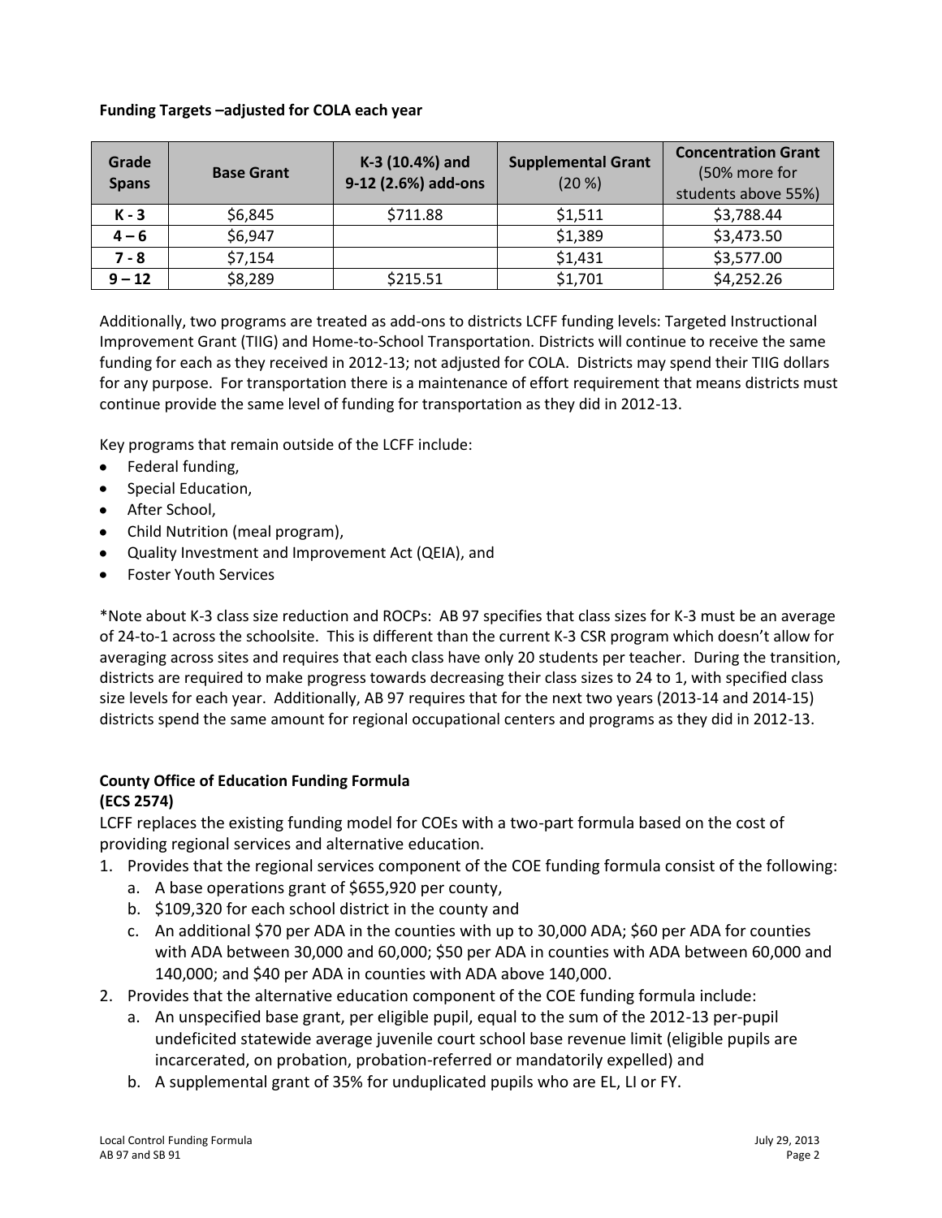**Funding Targets –adjusted for COLA each year**

| Grade Spans | Base Grant | K-3 (10.4%) and 9-12 (2.6%) add-ons | Supplemental Grant (20 %) | Concentration Grant (50% more for students above 55%) |
|---|---|---|---|---|
| K - 3 | $6,845 | $711.88 | $1,511 | $3,788.44 |
| 4 – 6 | $6,947 | | $1,389 | $3,473.50 |
| 7 - 8 | $7,154 | | $1,431 | $3,577.00 |
| 9 – 12 | $8,289 | $215.51 | $1,701 | $4,252.26 |

Additionally, two programs are treated as add-ons to districts LCFF funding levels: Targeted Instructional Improvement Grant (TIIG) and Home-to-School Transportation. Districts will continue to receive the same funding for each as they received in 2012-13; not adjusted for COLA. Districts may spend their TIIG dollars for any purpose. For transportation there is a maintenance of effort requirement that means districts must continue provide the same level of funding for transportation as they did in 2012-13.

Key programs that remain outside of the LCFF include:

- Federal funding,
- Special Education,
- After School,
- Child Nutrition (meal program),
- Quality Investment and Improvement Act (QEIA), and
- Foster Youth Services

*Note about K-3 class size reduction and ROCPs: AB 97 specifies that class sizes for K-3 must be an average of 24-to-1 across the schoolsite. This is different than the current K-3 CSR program which doesn't allow for averaging across sites and requires that each class have only 20 students per teacher. During the transition, districts are required to make progress towards decreasing their class sizes to 24 to 1, with specified class size levels for each year. Additionally, AB 97 requires that for the next two years (2013-14 and 2014-15) districts spend the same amount for regional occupational centers and programs as they did in 2012-13.

**County Office of Education Funding Formula**
**(ECS 2574)**

LCFF replaces the existing funding model for COEs with a two-part formula based on the cost of providing regional services and alternative education.

1. Provides that the regional services component of the COE funding formula consist of the following:
   a. A base operations grant of $655,920 per county,
   b. $109,320 for each school district in the county and
   c. An additional $70 per ADA in the counties with up to 30,000 ADA; $60 per ADA for counties with ADA between 30,000 and 60,000; $50 per ADA in counties with ADA between 60,000 and 140,000; and $40 per ADA in counties with ADA above 140,000.
2. Provides that the alternative education component of the COE funding formula include:
   a. An unspecified base grant, per eligible pupil, equal to the sum of the 2012-13 per-pupil undeficited statewide average juvenile court school base revenue limit (eligible pupils are incarcerated, on probation, probation-referred or mandatorily expelled) and
   b. A supplemental grant of 35% for unduplicated pupils who are EL, LI or FY.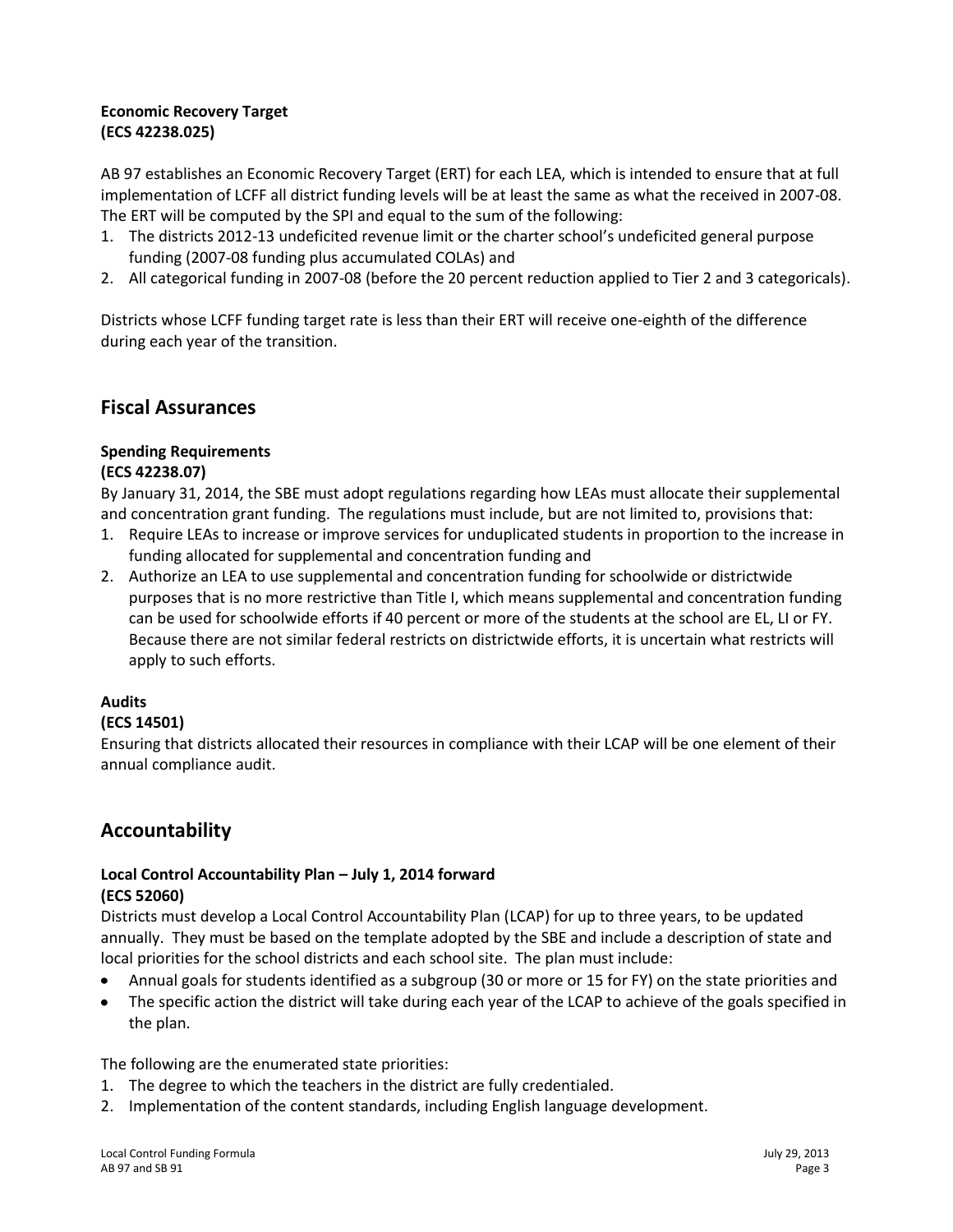**Economic Recovery Target**
**(ECS 42238.025)**

AB 97 establishes an Economic Recovery Target (ERT) for each LEA, which is intended to ensure that at full implementation of LCFF all district funding levels will be at least the same as what the received in 2007-08. The ERT will be computed by the SPI and equal to the sum of the following:

1. The districts 2012-13 undeficited revenue limit or the charter school's undeficited general purpose funding (2007-08 funding plus accumulated COLAs) and
2. All categorical funding in 2007-08 (before the 20 percent reduction applied to Tier 2 and 3 categoricals).

Districts whose LCFF funding target rate is less than their ERT will receive one-eighth of the difference during each year of the transition.

## Fiscal Assurances

**Spending Requirements**
**(ECS 42238.07)**

By January 31, 2014, the SBE must adopt regulations regarding how LEAs must allocate their supplemental and concentration grant funding. The regulations must include, but are not limited to, provisions that:

1. Require LEAs to increase or improve services for unduplicated students in proportion to the increase in funding allocated for supplemental and concentration funding and
2. Authorize an LEA to use supplemental and concentration funding for schoolwide or districtwide purposes that is no more restrictive than Title I, which means supplemental and concentration funding can be used for schoolwide efforts if 40 percent or more of the students at the school are EL, LI or FY. Because there are not similar federal restricts on districtwide efforts, it is uncertain what restricts will apply to such efforts.

**Audits**
**(ECS 14501)**

Ensuring that districts allocated their resources in compliance with their LCAP will be one element of their annual compliance audit.

## Accountability

**Local Control Accountability Plan – July 1, 2014 forward**
**(ECS 52060)**

Districts must develop a Local Control Accountability Plan (LCAP) for up to three years, to be updated annually. They must be based on the template adopted by the SBE and include a description of state and local priorities for the school districts and each school site. The plan must include:

- Annual goals for students identified as a subgroup (30 or more or 15 for FY) on the state priorities and
- The specific action the district will take during each year of the LCAP to achieve of the goals specified in the plan.

The following are the enumerated state priorities:

1. The degree to which the teachers in the district are fully credentialed.
2. Implementation of the content standards, including English language development.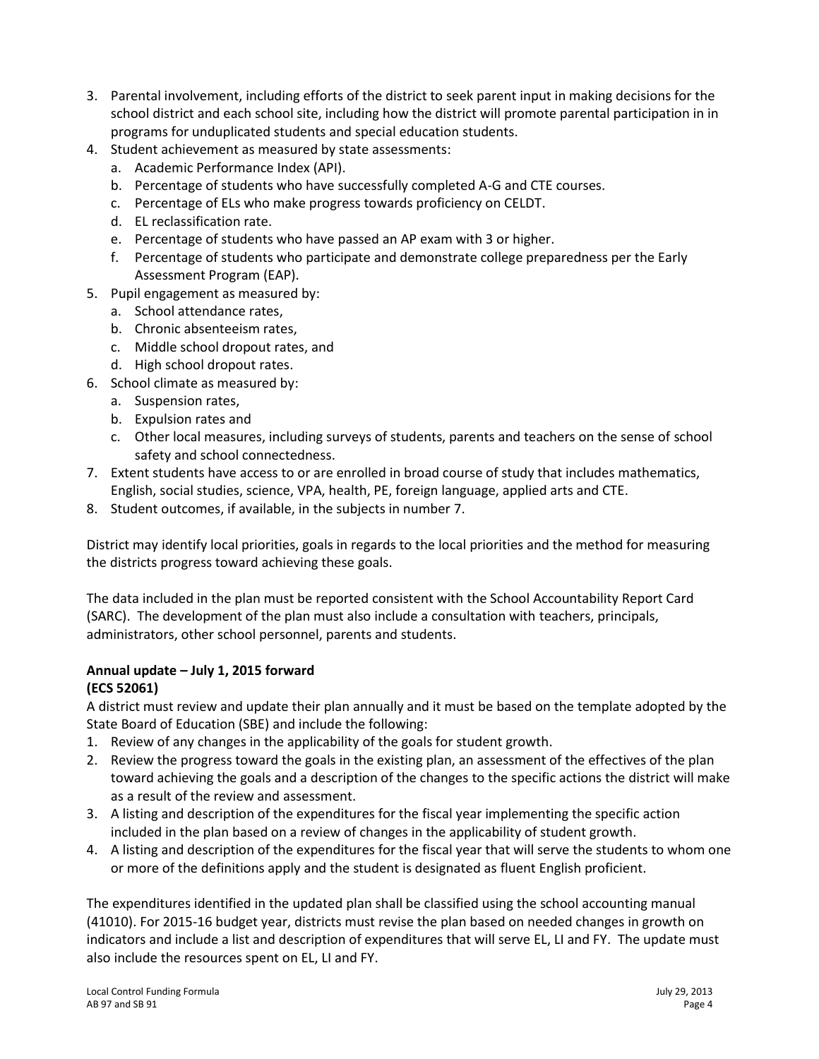3. Parental involvement, including efforts of the district to seek parent input in making decisions for the school district and each school site, including how the district will promote parental participation in in programs for unduplicated students and special education students.
4. Student achievement as measured by state assessments:
   a. Academic Performance Index (API).
   b. Percentage of students who have successfully completed A-G and CTE courses.
   c. Percentage of ELs who make progress towards proficiency on CELDT.
   d. EL reclassification rate.
   e. Percentage of students who have passed an AP exam with 3 or higher.
   f. Percentage of students who participate and demonstrate college preparedness per the Early Assessment Program (EAP).
5. Pupil engagement as measured by:
   a. School attendance rates,
   b. Chronic absenteeism rates,
   c. Middle school dropout rates, and
   d. High school dropout rates.
6. School climate as measured by:
   a. Suspension rates,
   b. Expulsion rates and
   c. Other local measures, including surveys of students, parents and teachers on the sense of school safety and school connectedness.
7. Extent students have access to or are enrolled in broad course of study that includes mathematics, English, social studies, science, VPA, health, PE, foreign language, applied arts and CTE.
8. Student outcomes, if available, in the subjects in number 7.

District may identify local priorities, goals in regards to the local priorities and the method for measuring the districts progress toward achieving these goals.

The data included in the plan must be reported consistent with the School Accountability Report Card (SARC). The development of the plan must also include a consultation with teachers, principals, administrators, other school personnel, parents and students.

**Annual update – July 1, 2015 forward**
**(ECS 52061)**

A district must review and update their plan annually and it must be based on the template adopted by the State Board of Education (SBE) and include the following:

1. Review of any changes in the applicability of the goals for student growth.
2. Review the progress toward the goals in the existing plan, an assessment of the effectives of the plan toward achieving the goals and a description of the changes to the specific actions the district will make as a result of the review and assessment.
3. A listing and description of the expenditures for the fiscal year implementing the specific action included in the plan based on a review of changes in the applicability of student growth.
4. A listing and description of the expenditures for the fiscal year that will serve the students to whom one or more of the definitions apply and the student is designated as fluent English proficient.

The expenditures identified in the updated plan shall be classified using the school accounting manual (41010). For 2015-16 budget year, districts must revise the plan based on needed changes in growth on indicators and include a list and description of expenditures that will serve EL, LI and FY. The update must also include the resources spent on EL, LI and FY.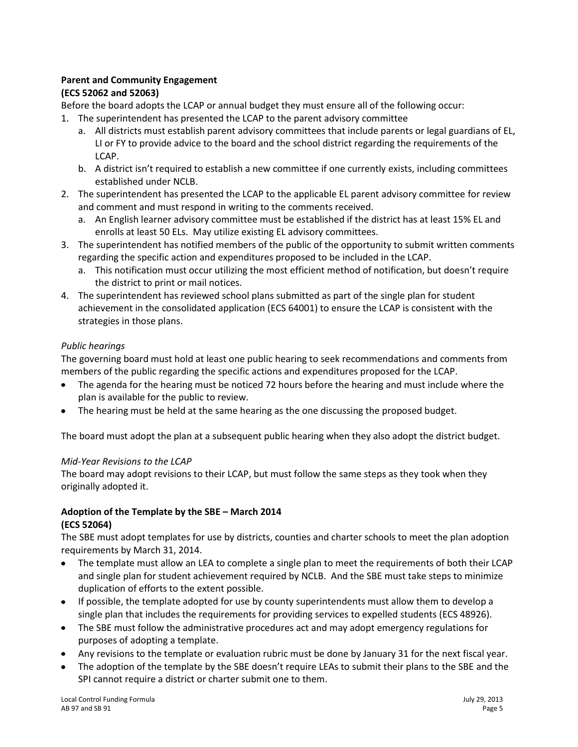**Parent and Community Engagement**
**(ECS 52062 and 52063)**

Before the board adopts the LCAP or annual budget they must ensure all of the following occur:

1. The superintendent has presented the LCAP to the parent advisory committee
   a. All districts must establish parent advisory committees that include parents or legal guardians of EL, LI or FY to provide advice to the board and the school district regarding the requirements of the LCAP.
   b. A district isn't required to establish a new committee if one currently exists, including committees established under NCLB.
2. The superintendent has presented the LCAP to the applicable EL parent advisory committee for review and comment and must respond in writing to the comments received.
   a. An English learner advisory committee must be established if the district has at least 15% EL and enrolls at least 50 ELs. May utilize existing EL advisory committees.
3. The superintendent has notified members of the public of the opportunity to submit written comments regarding the specific action and expenditures proposed to be included in the LCAP.
   a. This notification must occur utilizing the most efficient method of notification, but doesn't require the district to print or mail notices.
4. The superintendent has reviewed school plans submitted as part of the single plan for student achievement in the consolidated application (ECS 64001) to ensure the LCAP is consistent with the strategies in those plans.

*Public hearings*

The governing board must hold at least one public hearing to seek recommendations and comments from members of the public regarding the specific actions and expenditures proposed for the LCAP.

- The agenda for the hearing must be noticed 72 hours before the hearing and must include where the plan is available for the public to review.
- The hearing must be held at the same hearing as the one discussing the proposed budget.

The board must adopt the plan at a subsequent public hearing when they also adopt the district budget.

*Mid-Year Revisions to the LCAP*

The board may adopt revisions to their LCAP, but must follow the same steps as they took when they originally adopted it.

**Adoption of the Template by the SBE – March 2014**
**(ECS 52064)**

The SBE must adopt templates for use by districts, counties and charter schools to meet the plan adoption requirements by March 31, 2014.

- The template must allow an LEA to complete a single plan to meet the requirements of both their LCAP and single plan for student achievement required by NCLB. And the SBE must take steps to minimize duplication of efforts to the extent possible.
- If possible, the template adopted for use by county superintendents must allow them to develop a single plan that includes the requirements for providing services to expelled students (ECS 48926).
- The SBE must follow the administrative procedures act and may adopt emergency regulations for purposes of adopting a template.
- Any revisions to the template or evaluation rubric must be done by January 31 for the next fiscal year.
- The adoption of the template by the SBE doesn't require LEAs to submit their plans to the SBE and the SPI cannot require a district or charter submit one to them.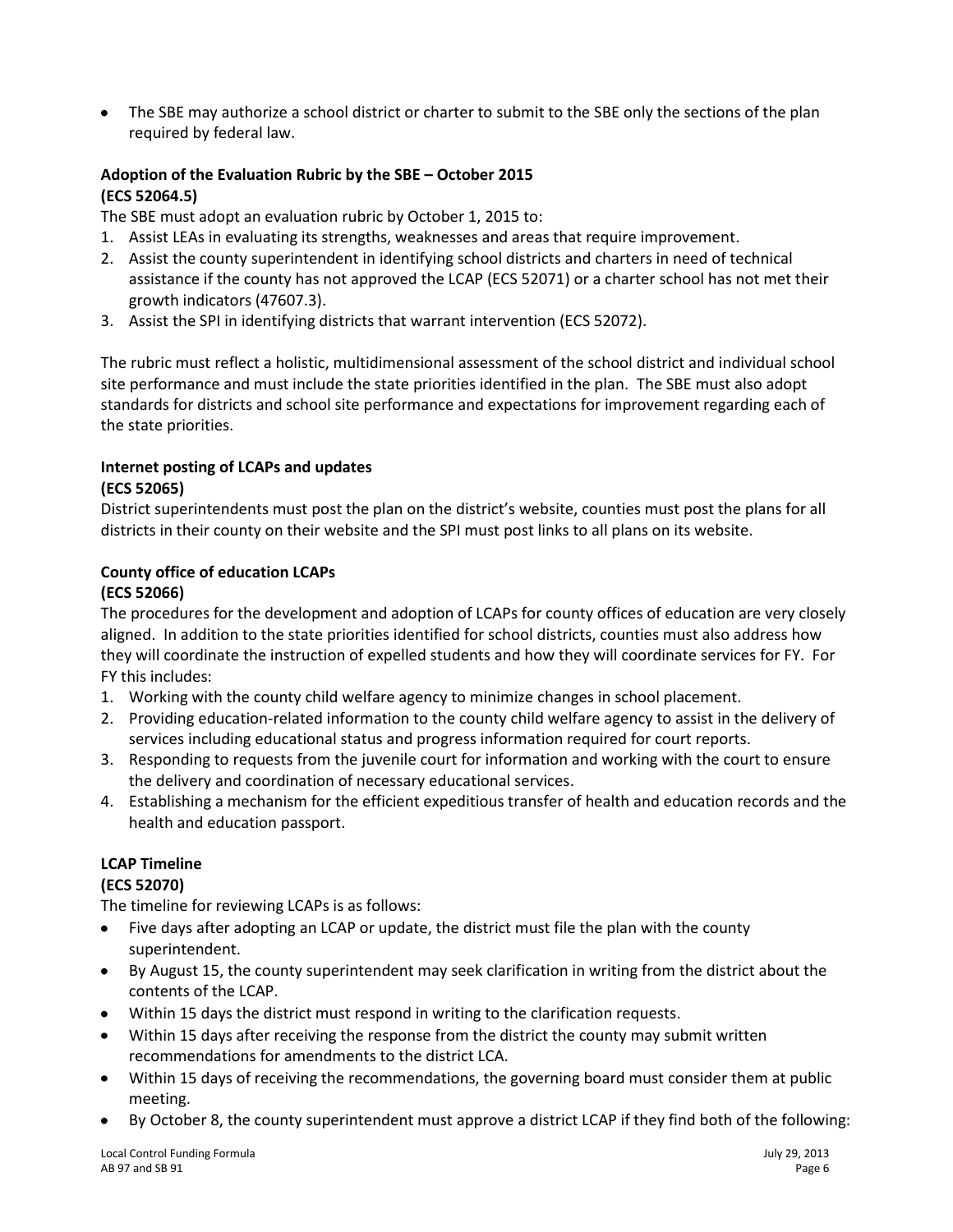- The SBE may authorize a school district or charter to submit to the SBE only the sections of the plan required by federal law.

**Adoption of the Evaluation Rubric by the SBE – October 2015**
**(ECS 52064.5)**

The SBE must adopt an evaluation rubric by October 1, 2015 to:

1. Assist LEAs in evaluating its strengths, weaknesses and areas that require improvement.
2. Assist the county superintendent in identifying school districts and charters in need of technical assistance if the county has not approved the LCAP (ECS 52071) or a charter school has not met their growth indicators (47607.3).
3. Assist the SPI in identifying districts that warrant intervention (ECS 52072).

The rubric must reflect a holistic, multidimensional assessment of the school district and individual school site performance and must include the state priorities identified in the plan. The SBE must also adopt standards for districts and school site performance and expectations for improvement regarding each of the state priorities.

**Internet posting of LCAPs and updates**
**(ECS 52065)**

District superintendents must post the plan on the district's website, counties must post the plans for all districts in their county on their website and the SPI must post links to all plans on its website.

**County office of education LCAPs**
**(ECS 52066)**

The procedures for the development and adoption of LCAPs for county offices of education are very closely aligned. In addition to the state priorities identified for school districts, counties must also address how they will coordinate the instruction of expelled students and how they will coordinate services for FY. For FY this includes:

1. Working with the county child welfare agency to minimize changes in school placement.
2. Providing education-related information to the county child welfare agency to assist in the delivery of services including educational status and progress information required for court reports.
3. Responding to requests from the juvenile court for information and working with the court to ensure the delivery and coordination of necessary educational services.
4. Establishing a mechanism for the efficient expeditious transfer of health and education records and the health and education passport.

**LCAP Timeline**
**(ECS 52070)**

The timeline for reviewing LCAPs is as follows:

- Five days after adopting an LCAP or update, the district must file the plan with the county superintendent.
- By August 15, the county superintendent may seek clarification in writing from the district about the contents of the LCAP.
- Within 15 days the district must respond in writing to the clarification requests.
- Within 15 days after receiving the response from the district the county may submit written recommendations for amendments to the district LCA.
- Within 15 days of receiving the recommendations, the governing board must consider them at public meeting.
- By October 8, the county superintendent must approve a district LCAP if they find both of the following: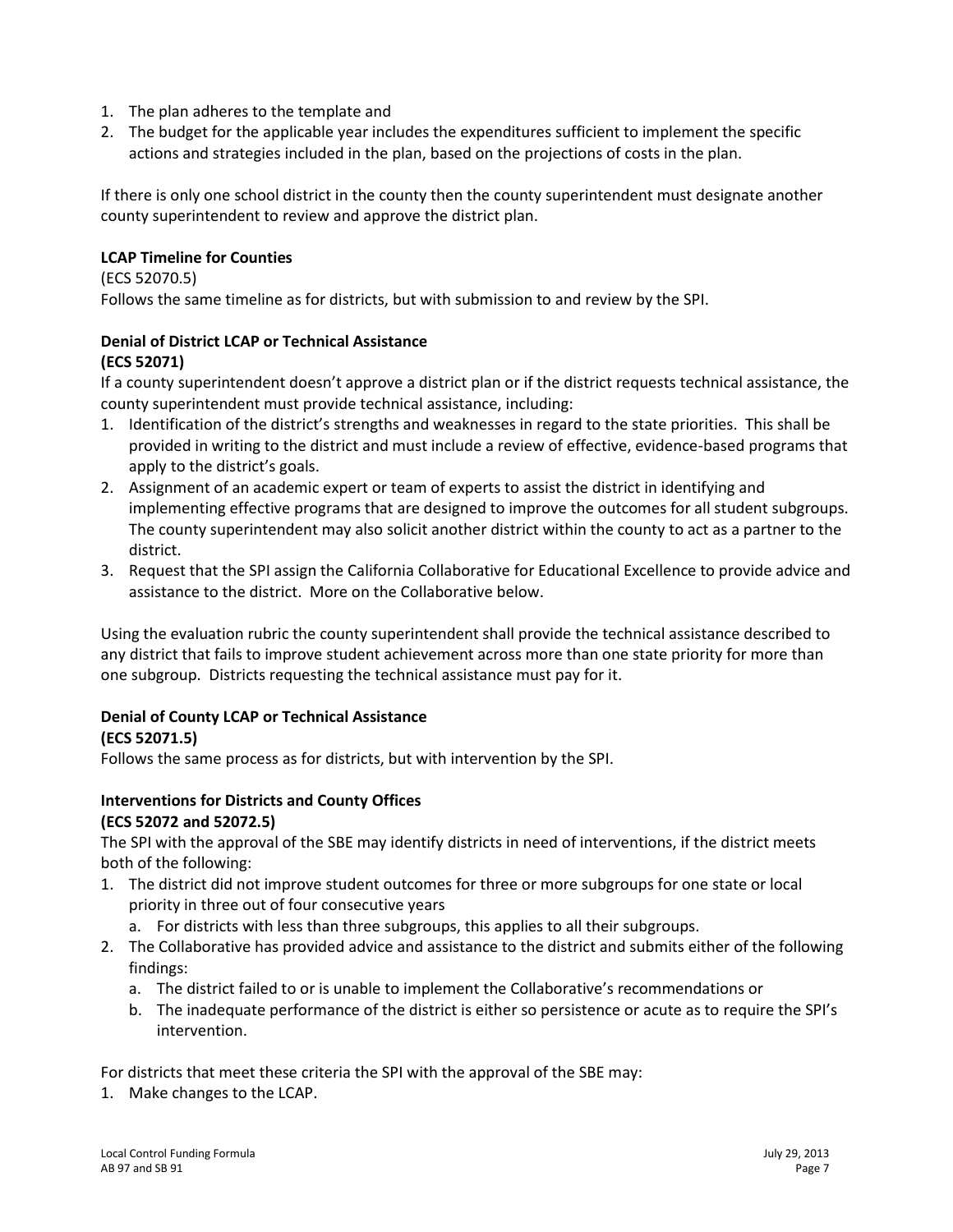1. The plan adheres to the template and
2. The budget for the applicable year includes the expenditures sufficient to implement the specific actions and strategies included in the plan, based on the projections of costs in the plan.

If there is only one school district in the county then the county superintendent must designate another county superintendent to review and approve the district plan.

**LCAP Timeline for Counties**

(ECS 52070.5)

Follows the same timeline as for districts, but with submission to and review by the SPI.

**Denial of District LCAP or Technical Assistance**
**(ECS 52071)**

If a county superintendent doesn't approve a district plan or if the district requests technical assistance, the county superintendent must provide technical assistance, including:

1. Identification of the district's strengths and weaknesses in regard to the state priorities. This shall be provided in writing to the district and must include a review of effective, evidence-based programs that apply to the district's goals.
2. Assignment of an academic expert or team of experts to assist the district in identifying and implementing effective programs that are designed to improve the outcomes for all student subgroups. The county superintendent may also solicit another district within the county to act as a partner to the district.
3. Request that the SPI assign the California Collaborative for Educational Excellence to provide advice and assistance to the district. More on the Collaborative below.

Using the evaluation rubric the county superintendent shall provide the technical assistance described to any district that fails to improve student achievement across more than one state priority for more than one subgroup. Districts requesting the technical assistance must pay for it.

**Denial of County LCAP or Technical Assistance**
**(ECS 52071.5)**

Follows the same process as for districts, but with intervention by the SPI.

**Interventions for Districts and County Offices**
**(ECS 52072 and 52072.5)**

The SPI with the approval of the SBE may identify districts in need of interventions, if the district meets both of the following:

1. The district did not improve student outcomes for three or more subgroups for one state or local priority in three out of four consecutive years
   a. For districts with less than three subgroups, this applies to all their subgroups.
2. The Collaborative has provided advice and assistance to the district and submits either of the following findings:
   a. The district failed to or is unable to implement the Collaborative's recommendations or
   b. The inadequate performance of the district is either so persistence or acute as to require the SPI's intervention.

For districts that meet these criteria the SPI with the approval of the SBE may:

1. Make changes to the LCAP.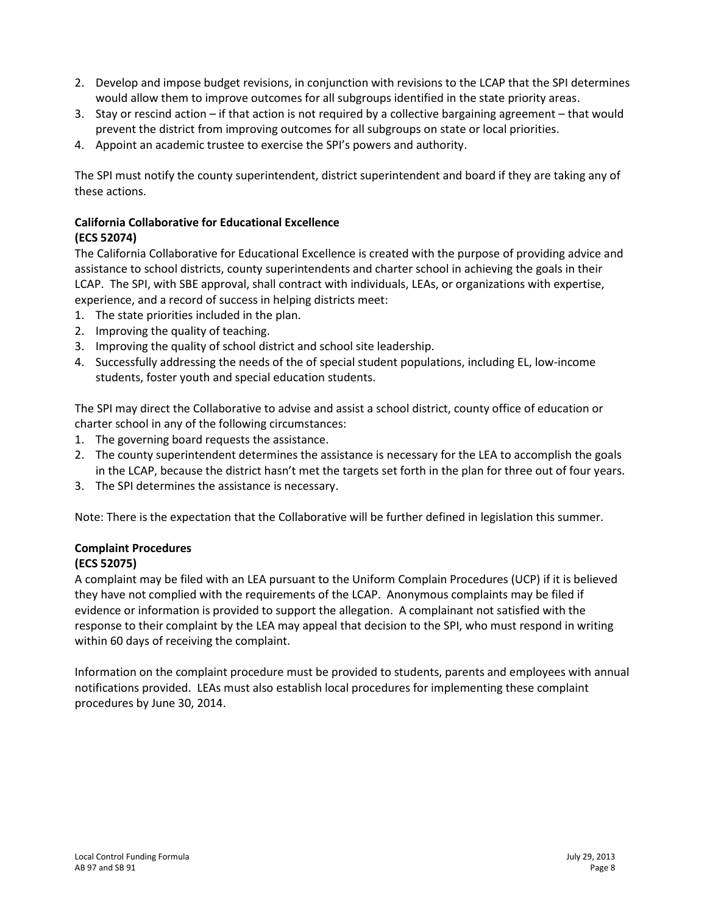2. Develop and impose budget revisions, in conjunction with revisions to the LCAP that the SPI determines would allow them to improve outcomes for all subgroups identified in the state priority areas.
3. Stay or rescind action – if that action is not required by a collective bargaining agreement – that would prevent the district from improving outcomes for all subgroups on state or local priorities.
4. Appoint an academic trustee to exercise the SPI's powers and authority.

The SPI must notify the county superintendent, district superintendent and board if they are taking any of these actions.

**California Collaborative for Educational Excellence**
**(ECS 52074)**

The California Collaborative for Educational Excellence is created with the purpose of providing advice and assistance to school districts, county superintendents and charter school in achieving the goals in their LCAP. The SPI, with SBE approval, shall contract with individuals, LEAs, or organizations with expertise, experience, and a record of success in helping districts meet:

1. The state priorities included in the plan.
2. Improving the quality of teaching.
3. Improving the quality of school district and school site leadership.
4. Successfully addressing the needs of the of special student populations, including EL, low-income students, foster youth and special education students.

The SPI may direct the Collaborative to advise and assist a school district, county office of education or charter school in any of the following circumstances:

1. The governing board requests the assistance.
2. The county superintendent determines the assistance is necessary for the LEA to accomplish the goals in the LCAP, because the district hasn't met the targets set forth in the plan for three out of four years.
3. The SPI determines the assistance is necessary.

Note: There is the expectation that the Collaborative will be further defined in legislation this summer.

**Complaint Procedures**
**(ECS 52075)**

A complaint may be filed with an LEA pursuant to the Uniform Complain Procedures (UCP) if it is believed they have not complied with the requirements of the LCAP. Anonymous complaints may be filed if evidence or information is provided to support the allegation. A complainant not satisfied with the response to their complaint by the LEA may appeal that decision to the SPI, who must respond in writing within 60 days of receiving the complaint.

Information on the complaint procedure must be provided to students, parents and employees with annual notifications provided. LEAs must also establish local procedures for implementing these complaint procedures by June 30, 2014.